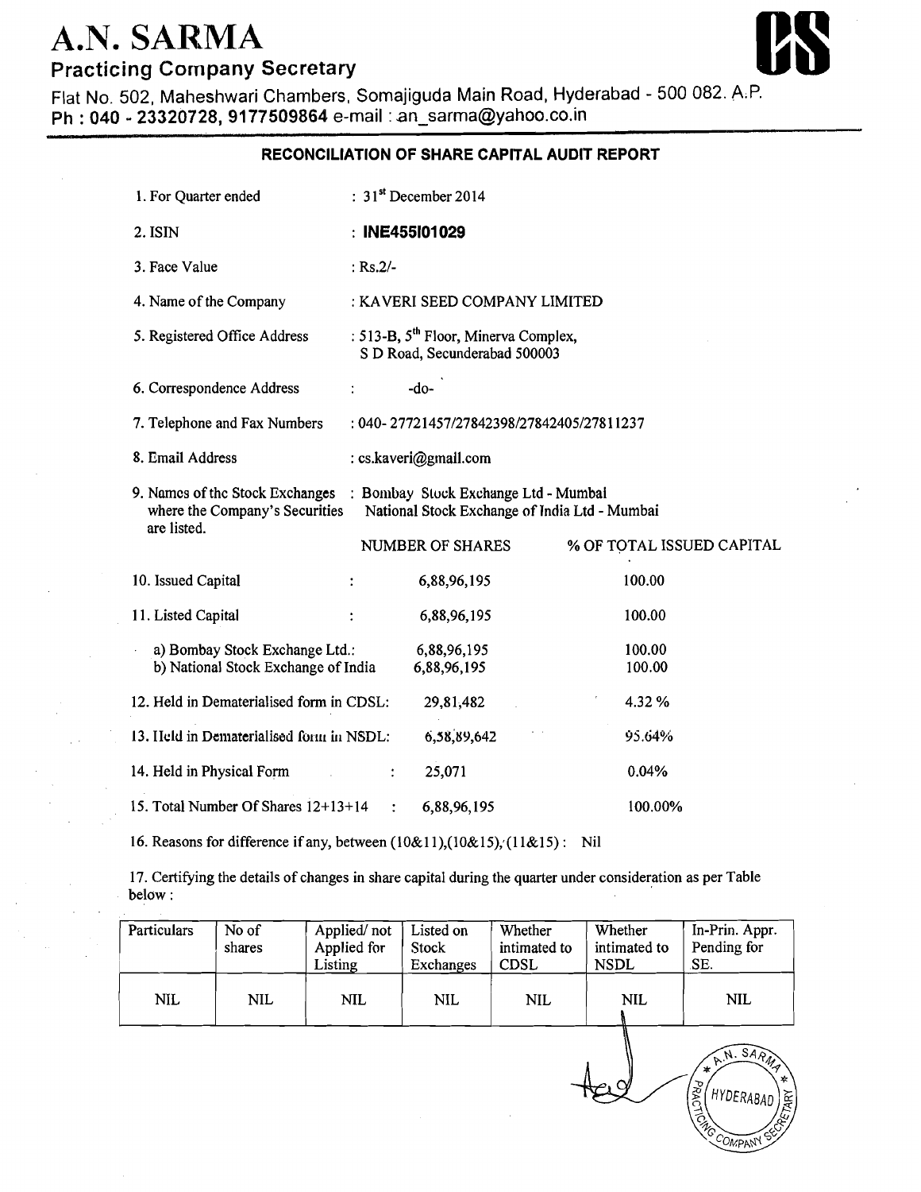# A.N. SARMA

## Practicing Company Secretary

Flat No. 502, Maheshwari Chambers, Somajiguda Main Road, Hyderabad - 500 082. A.P.
**Ph : 040 - 23320728, 9177509864** e-mail : an_sarma@yahoo.co.in

### RECONCILIATION OF SHARE CAPITAL AUDIT REPORT

1. For Quarter ended : 31st December 2014

2. ISIN : **INE455I01029**

3. Face Value : Rs.2/-

4. Name of the Company : KAVERI SEED COMPANY LIMITED

5. Registered Office Address : 513-B, 5th Floor, Minerva Complex, S D Road, Secunderabad 500003

6. Correspondence Address : -do-

7. Telephone and Fax Numbers : 040- 27721457/27842398/27842405/27811237

8. Email Address : cs.kaveri@gmail.com

9. Names of the Stock Exchanges where the Company's Securities are listed. : Bombay Stock Exchange Ltd - Mumbai; National Stock Exchange of India Ltd - Mumbai

| | NUMBER OF SHARES | % OF TOTAL ISSUED CAPITAL |
|---|---|---|
| 10. Issued Capital : | 6,88,96,195 | 100.00 |
| 11. Listed Capital : | 6,88,96,195 | 100.00 |
| a) Bombay Stock Exchange Ltd.: | 6,88,96,195 | 100.00 |
| b) National Stock Exchange of India | 6,88,96,195 | 100.00 |
| 12. Held in Dematerialised form in CDSL: | 29,81,482 | 4.32 % |
| 13. Held in Dematerialised form in NSDL: | 6,58,89,642 | 95.64% |
| 14. Held in Physical Form : | 25,071 | 0.04% |
| 15. Total Number Of Shares 12+13+14 : | 6,88,96,195 | 100.00% |

16. Reasons for difference if any, between (10&11),(10&15),(11&15) : Nil

17. Certifying the details of changes in share capital during the quarter under consideration as per Table below :

| Particulars | No of shares | Applied/ not Applied for Listing | Listed on Stock Exchanges | Whether intimated to CDSL | Whether intimated to NSDL | In-Prin. Appr. Pending for SE. |
|---|---|---|---|---|---|---|
| NIL | NIL | NIL | NIL | NIL | NIL | NIL |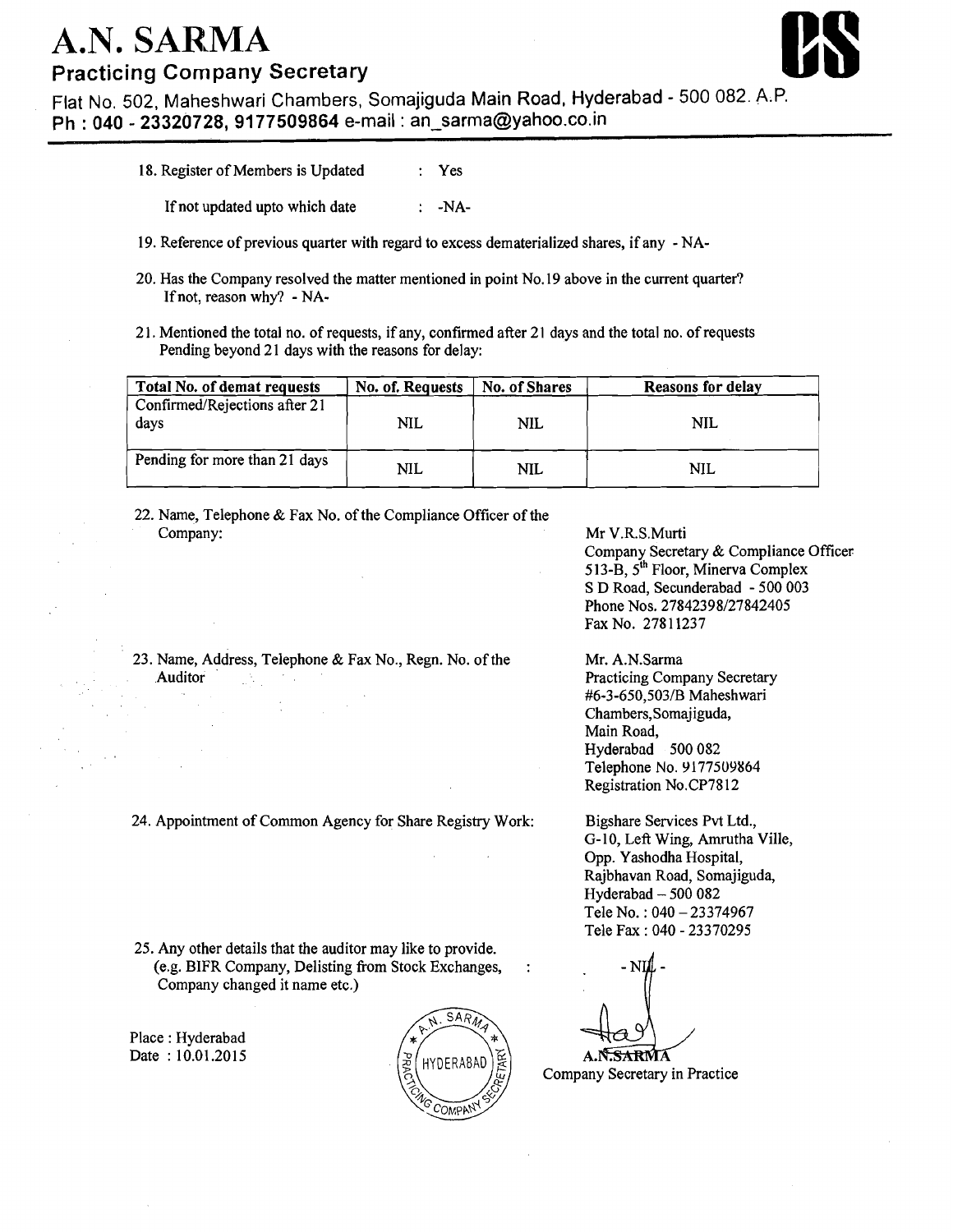# A.N. SARMA

## Practicing Company Secretary

Flat No. 502, Maheshwari Chambers, Somajiguda Main Road, Hyderabad - 500 082. A.P.
**Ph : 040 - 23320728, 9177509864 e-mail : an_sarma@yahoo.co.in**

18. Register of Members is Updated : Yes

    If not updated upto which date : -NA-

19. Reference of previous quarter with regard to excess dematerialized shares, if any - NA-

20. Has the Company resolved the matter mentioned in point No.19 above in the current quarter? If not, reason why? - NA-

21. Mentioned the total no. of requests, if any, confirmed after 21 days and the total no. of requests Pending beyond 21 days with the reasons for delay:

| Total No. of demat requests | No. of. Requests | No. of Shares | Reasons for delay |
|---|---|---|---|
| Confirmed/Rejections after 21 days | NIL | NIL | NIL |
| Pending for more than 21 days | NIL | NIL | NIL |

22. Name, Telephone & Fax No. of the Compliance Officer of the Company:

    Mr V.R.S.Murti
    Company Secretary & Compliance Officer
    513-B, 5th Floor, Minerva Complex
    S D Road, Secunderabad - 500 003
    Phone Nos. 27842398/27842405
    Fax No. 27811237

23. Name, Address, Telephone & Fax No., Regn. No. of the Auditor

    Mr. A.N.Sarma
    Practicing Company Secretary
    #6-3-650,503/B Maheshwari Chambers,Somajiguda,
    Main Road,
    Hyderabad 500 082
    Telephone No. 9177509864
    Registration No.CP7812

24. Appointment of Common Agency for Share Registry Work:

    Bigshare Services Pvt Ltd.,
    G-10, Left Wing, Amrutha Ville,
    Opp. Yashodha Hospital,
    Rajbhavan Road, Somajiguda,
    Hyderabad – 500 082
    Tele No. : 040 – 23374967
    Tele Fax : 040 - 23370295

25. Any other details that the auditor may like to provide. (e.g. BIFR Company, Delisting from Stock Exchanges, Company changed it name etc.) : - NIL -

Place : Hyderabad
Date : 10.01.2015

A.N.SARMA
Company Secretary in Practice